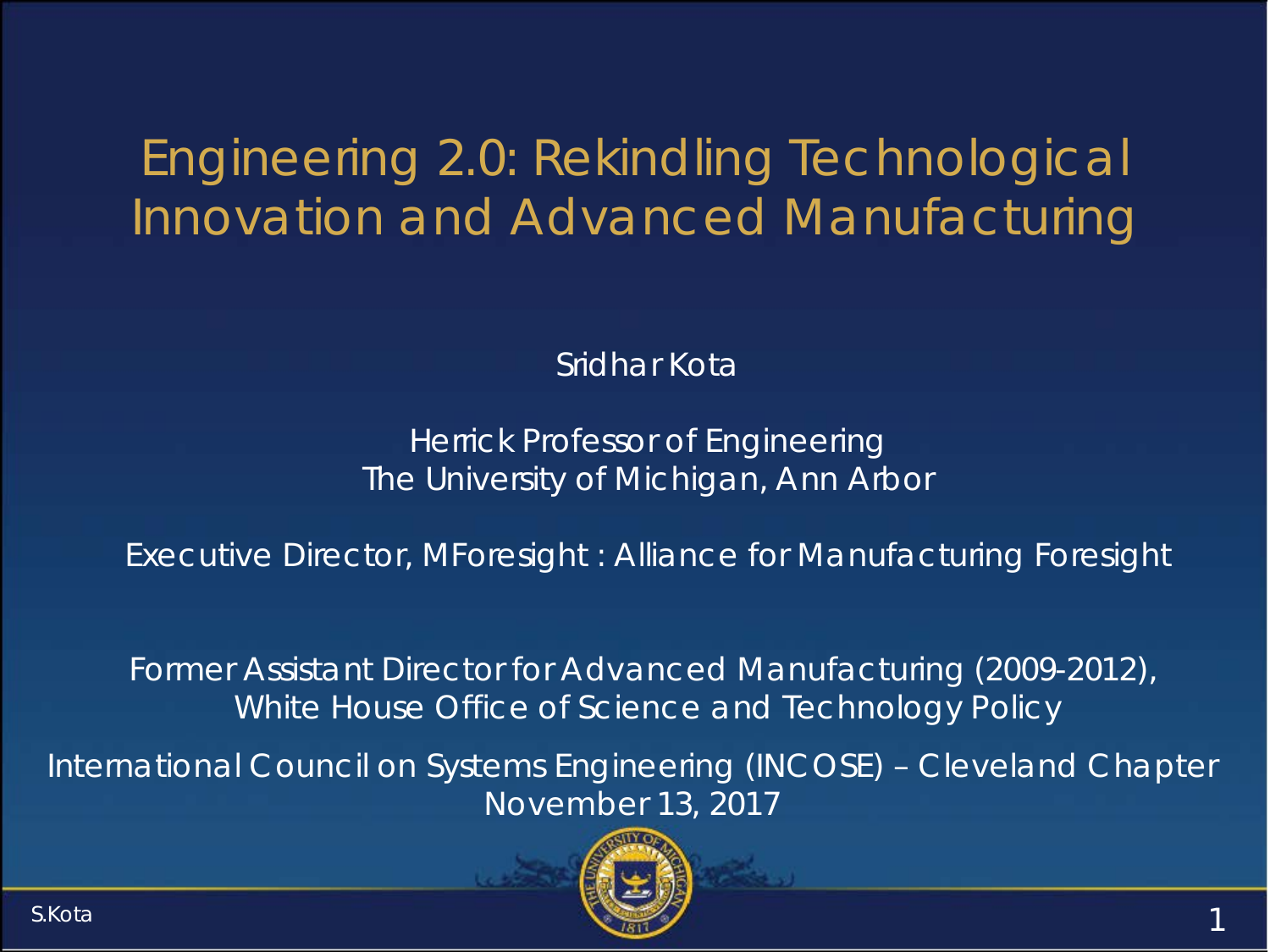# Engineering 2.0: Rekindling Technological Innovation and Advanced Manufacturing

Sridhar Kota

Herrick Professor of Engineering
The University of Michigan, Ann Arbor

Executive Director, MForesight : Alliance for Manufacturing Foresight

Former Assistant Director for Advanced Manufacturing (2009-2012),
White House Office of Science and Technology Policy

International Council on Systems Engineering (INCOSE) – Cleveland Chapter
November 13, 2017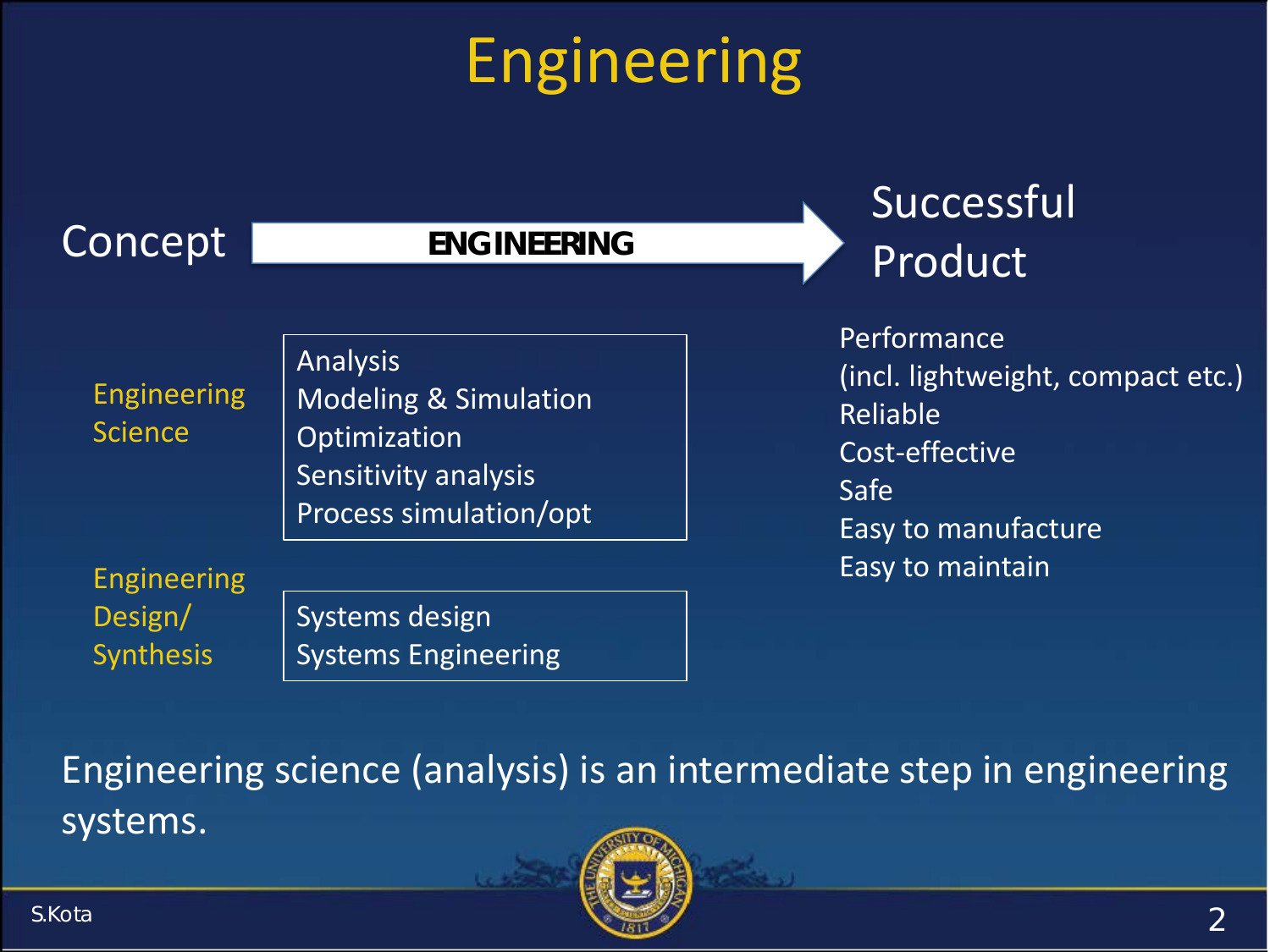# Engineering

Concept → **ENGINEERING** → Successful Product

**Engineering Science**

- Analysis
- Modeling & Simulation
- Optimization
- Sensitivity analysis
- Process simulation/opt

**Engineering Design/ Synthesis**

- Systems design
- Systems Engineering

**Successful Product:**

- Performance (incl. lightweight, compact etc.)
- Reliable
- Cost-effective
- Safe
- Easy to manufacture
- Easy to maintain

Engineering science (analysis) is an intermediate step in engineering systems.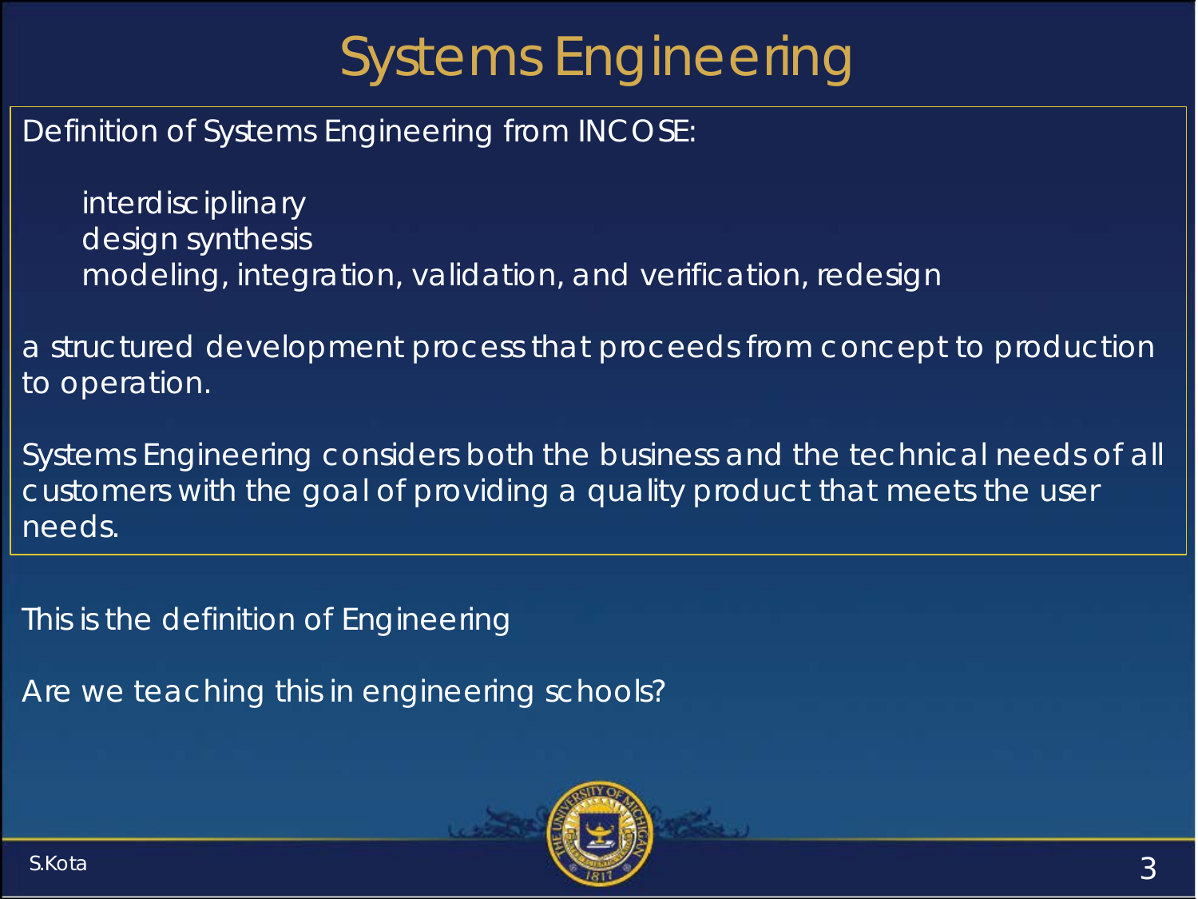# Systems Engineering

Definition of Systems Engineering from INCOSE:

> interdisciplinary
> design synthesis
> modeling, integration, validation, and verification, redesign

a structured development process that proceeds from concept to production to operation.

Systems Engineering considers both the business and the technical needs of all customers with the goal of providing a quality product that meets the user needs.

This is the definition of Engineering

Are we teaching this in engineering schools?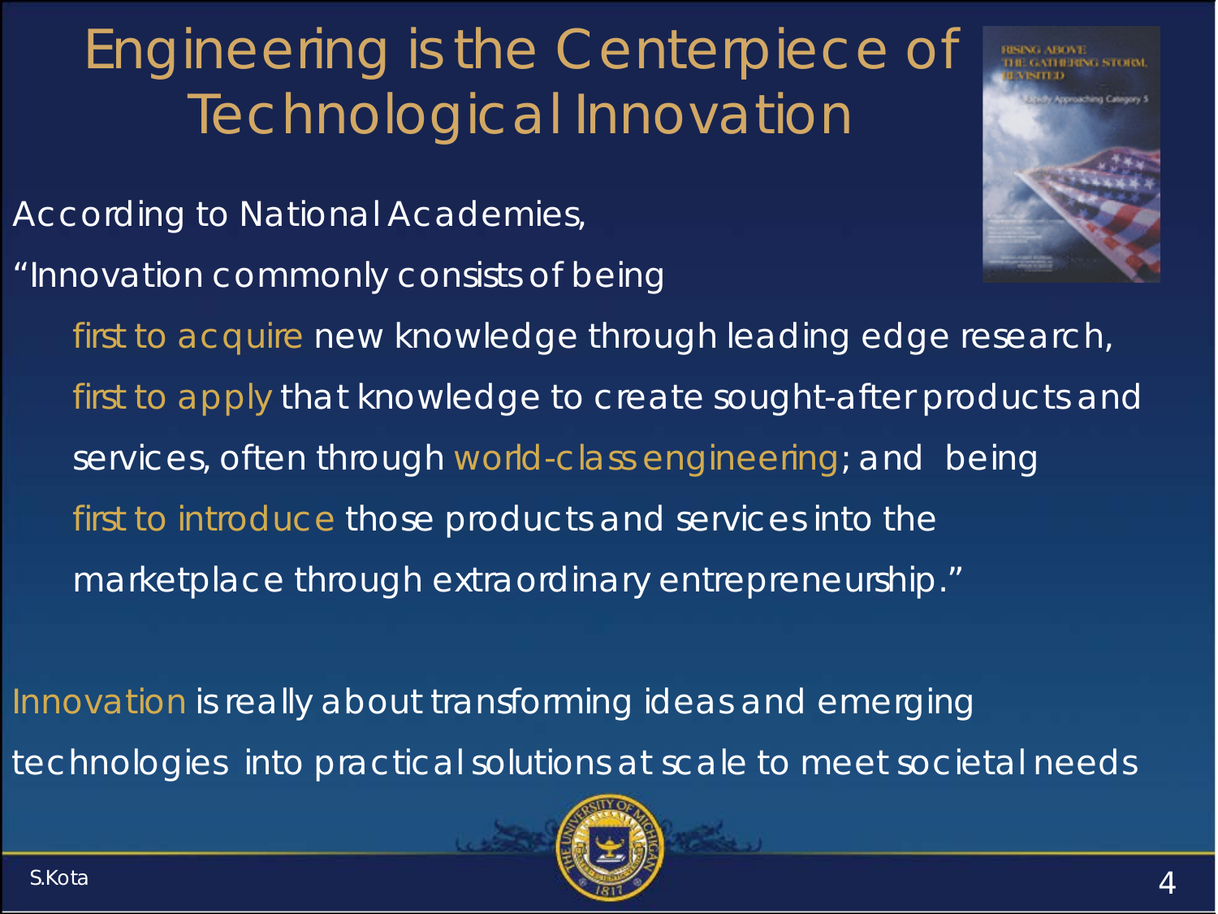# Engineering is the Centerpiece of Technological Innovation

According to National Academies,

"Innovation commonly consists of being

first to acquire new knowledge through leading edge research,
first to apply that knowledge to create sought-after products and services, often through world-class engineering; and being
first to introduce those products and services into the marketplace through extraordinary entrepreneurship."

Innovation is really about transforming ideas and emerging technologies into practical solutions at scale to meet societal needs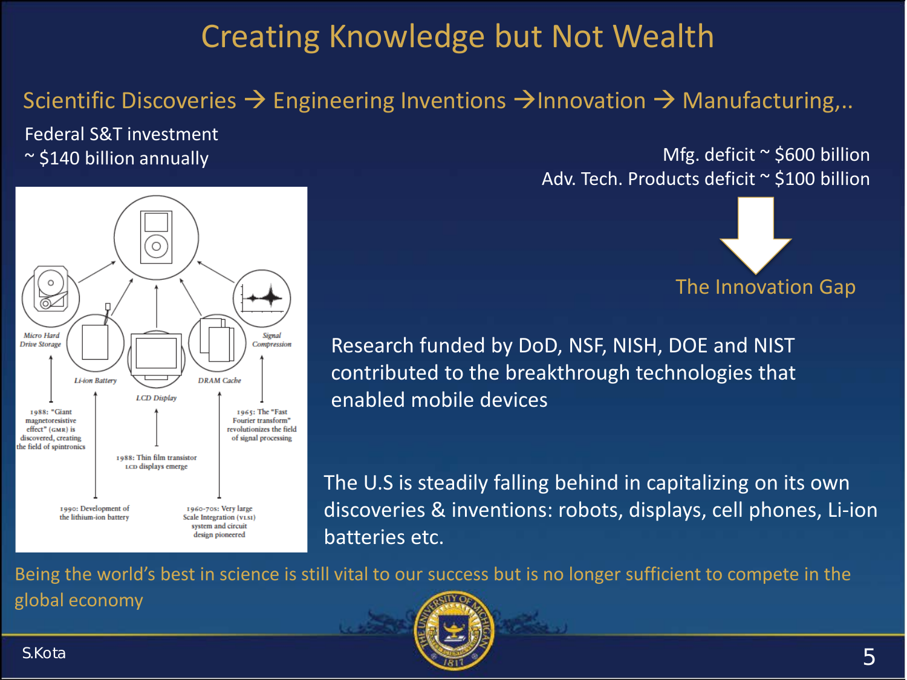# Creating Knowledge but Not Wealth

## Scientific Discoveries → Engineering Inventions → Innovation → Manufacturing,..

Federal S&T investment
~ $140 billion annually

Mfg. deficit ~ $600 billion
Adv. Tech. Products deficit ~ $100 billion

The Innovation Gap

Micro Hard Drive Storage

Li-ion Battery

LCD Display

DRAM Cache

Signal Compression

1988: "Giant magnetoresistive effect" (GMR) is discovered, creating the field of spintronics

1965: The "Fast Fourier transform" revolutionizes the field of signal processing

1988: Thin film transistor LCD displays emerge

1990: Development of the lithium-ion battery

1960–70s: Very large Scale Integration (VLSI) system and circuit design pioneered

Research funded by DoD, NSF, NISH, DOE and NIST contributed to the breakthrough technologies that enabled mobile devices

The U.S is steadily falling behind in capitalizing on its own discoveries & inventions: robots, displays, cell phones, Li-ion batteries etc.

Being the world's best in science is still vital to our success but is no longer sufficient to compete in the global economy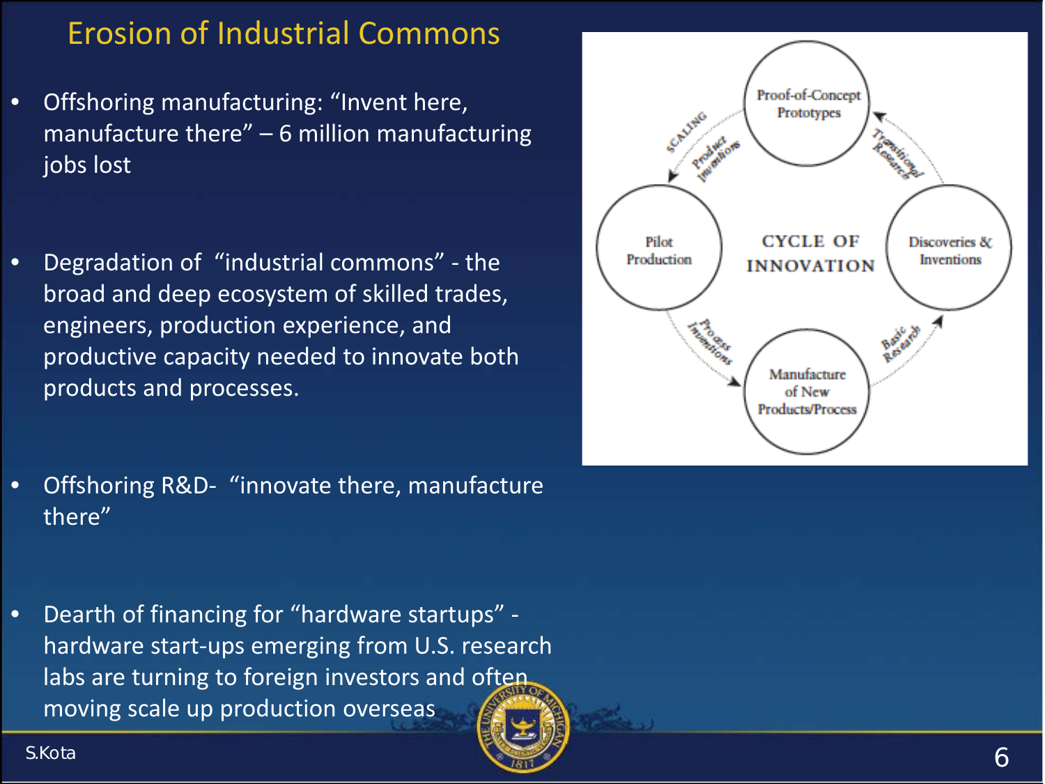# Erosion of Industrial Commons

- Offshoring manufacturing: "Invent here, manufacture there" – 6 million manufacturing jobs lost

- Degradation of "industrial commons" - the broad and deep ecosystem of skilled trades, engineers, production experience, and productive capacity needed to innovate both products and processes.

- Offshoring R&D- "innovate there, manufacture there"

- Dearth of financing for "hardware startups" - hardware start-ups emerging from U.S. research labs are turning to foreign investors and often moving scale up production overseas

CYCLE OF INNOVATION

- Basic Research → Discoveries & Inventions
- Translational Research → Proof-of-Concept Prototypes
- Scaling / Product Inventions → Pilot Production
- Process Inventions → Manufacture of New Products/Process

S.Kota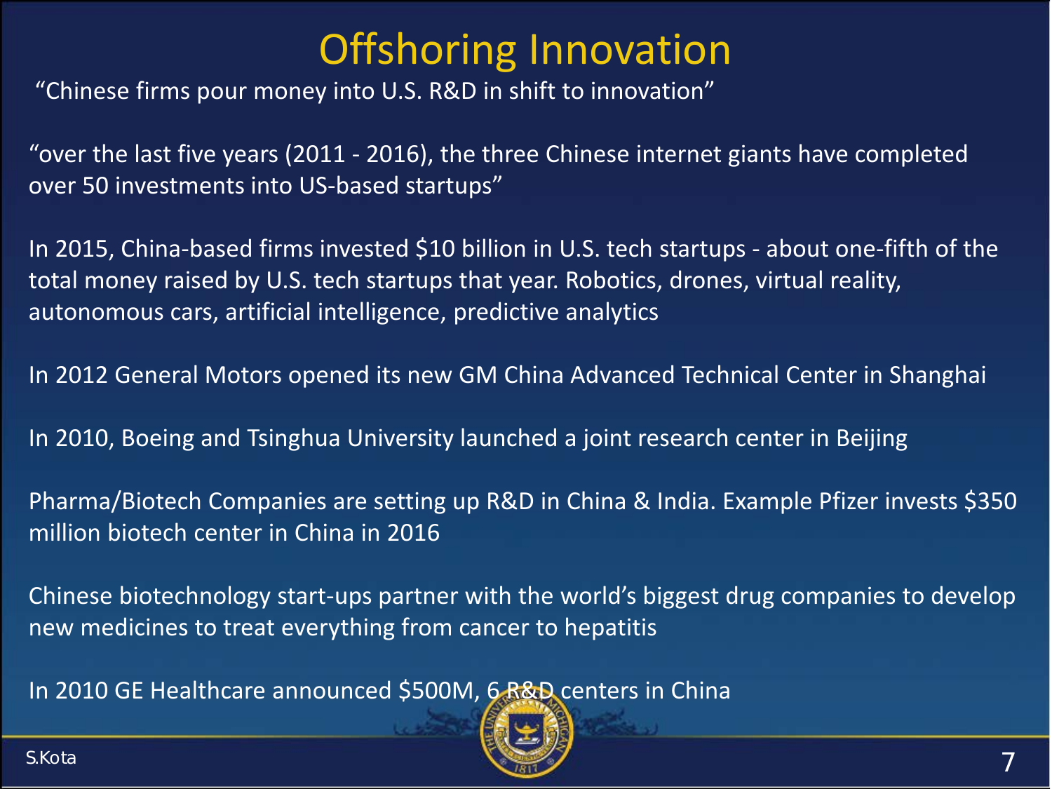# Offshoring Innovation

"Chinese firms pour money into U.S. R&D in shift to innovation"

"over the last five years (2011 - 2016), the three Chinese internet giants have completed over 50 investments into US-based startups"

In 2015, China-based firms invested $10 billion in U.S. tech startups - about one-fifth of the total money raised by U.S. tech startups that year. Robotics, drones, virtual reality, autonomous cars, artificial intelligence, predictive analytics

In 2012 General Motors opened its new GM China Advanced Technical Center in Shanghai

In 2010, Boeing and Tsinghua University launched a joint research center in Beijing

Pharma/Biotech Companies are setting up R&D in China & India. Example Pfizer invests $350 million biotech center in China in 2016

Chinese biotechnology start-ups partner with the world's biggest drug companies to develop new medicines to treat everything from cancer to hepatitis

In 2010 GE Healthcare announced $500M, 6 R&D centers in China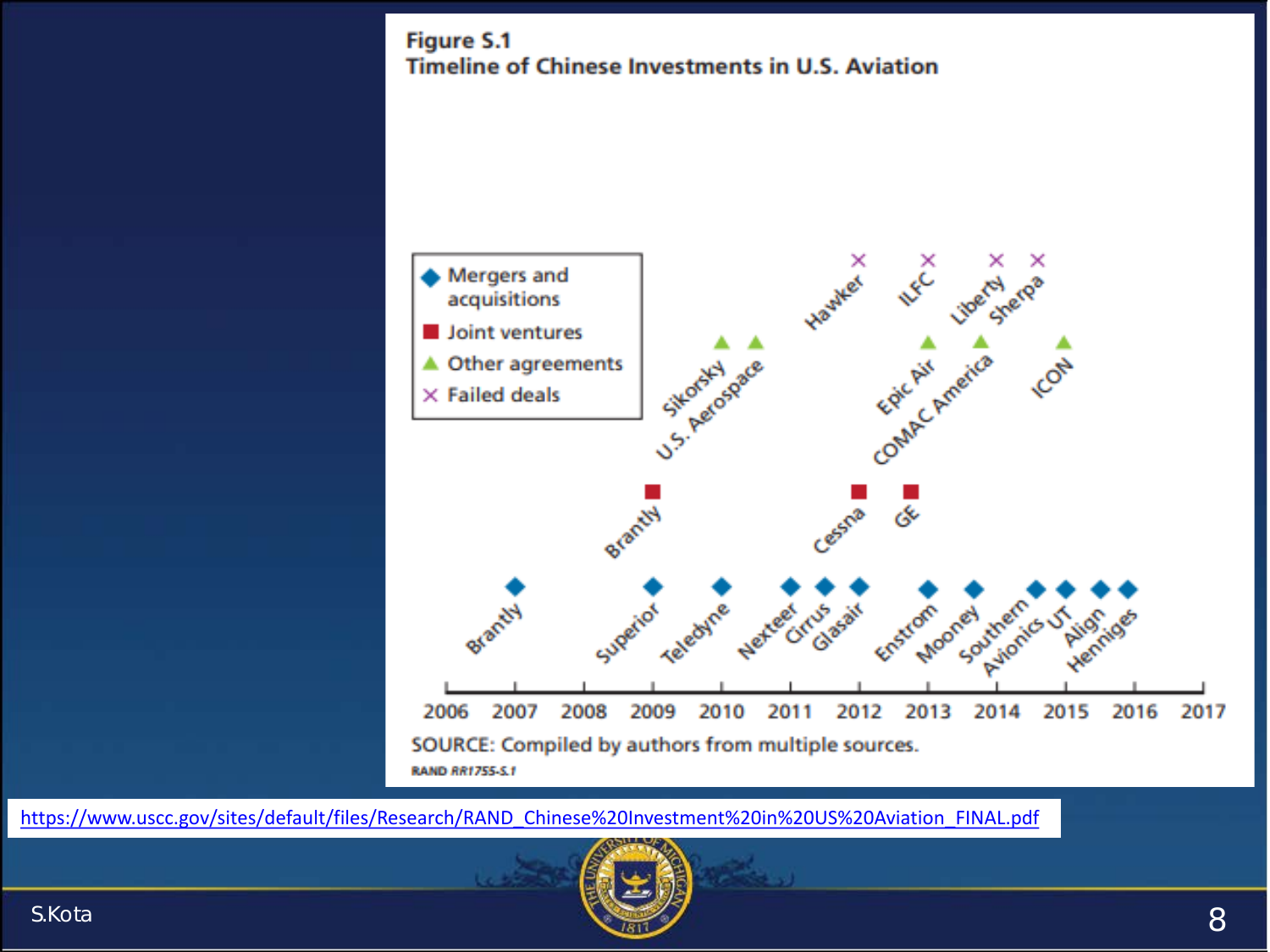**Figure S.1**
**Timeline of Chinese Investments in U.S. Aviation**

- ◆ Mergers and acquisitions
- ■ Joint ventures
- ▲ Other agreements
- × Failed deals

| Year | Mergers and acquisitions | Joint ventures | Other agreements | Failed deals |
|---|---|---|---|---|
| 2007 | Brantly | | | |
| 2009 | Superior | Brantly | Sikorsky | |
| 2010 | Teledyne | | U.S. Aerospace | |
| 2011 | Nexteer, Cirrus | | | |
| 2012 | Glasair | Cessna | | Hawker |
| 2013 | Enstrom | GE | Epic Air | ILFC |
| 2014 | Mooney, Southern Avionics | | COMAC America | Liberty, Sherpa |
| 2015 | UT, Align | | ICON | |
| 2016 | Hennigas | | | |

SOURCE: Compiled by authors from multiple sources.

RAND RR1755-S.1

https://www.uscc.gov/sites/default/files/Research/RAND_Chinese%20Investment%20in%20US%20Aviation_FINAL.pdf

S.Kota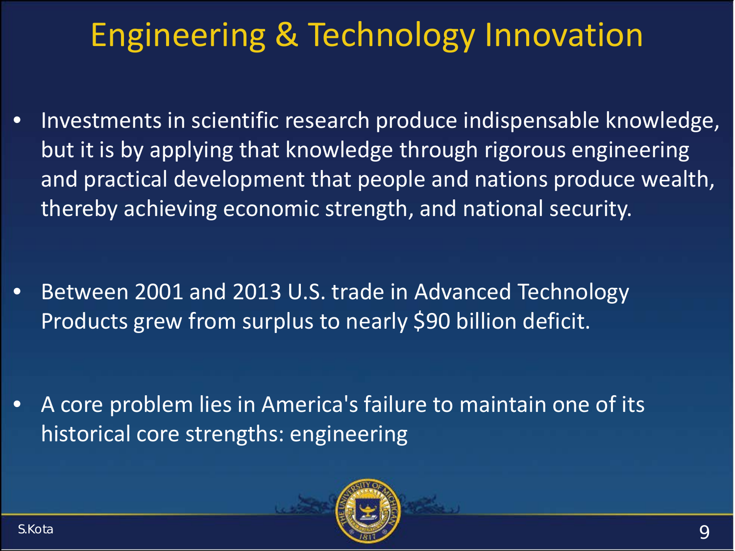# Engineering & Technology Innovation

- Investments in scientific research produce indispensable knowledge, but it is by applying that knowledge through rigorous engineering and practical development that people and nations produce wealth, thereby achieving economic strength, and national security.

- Between 2001 and 2013 U.S. trade in Advanced Technology Products grew from surplus to nearly $90 billion deficit.

- A core problem lies in America's failure to maintain one of its historical core strengths: engineering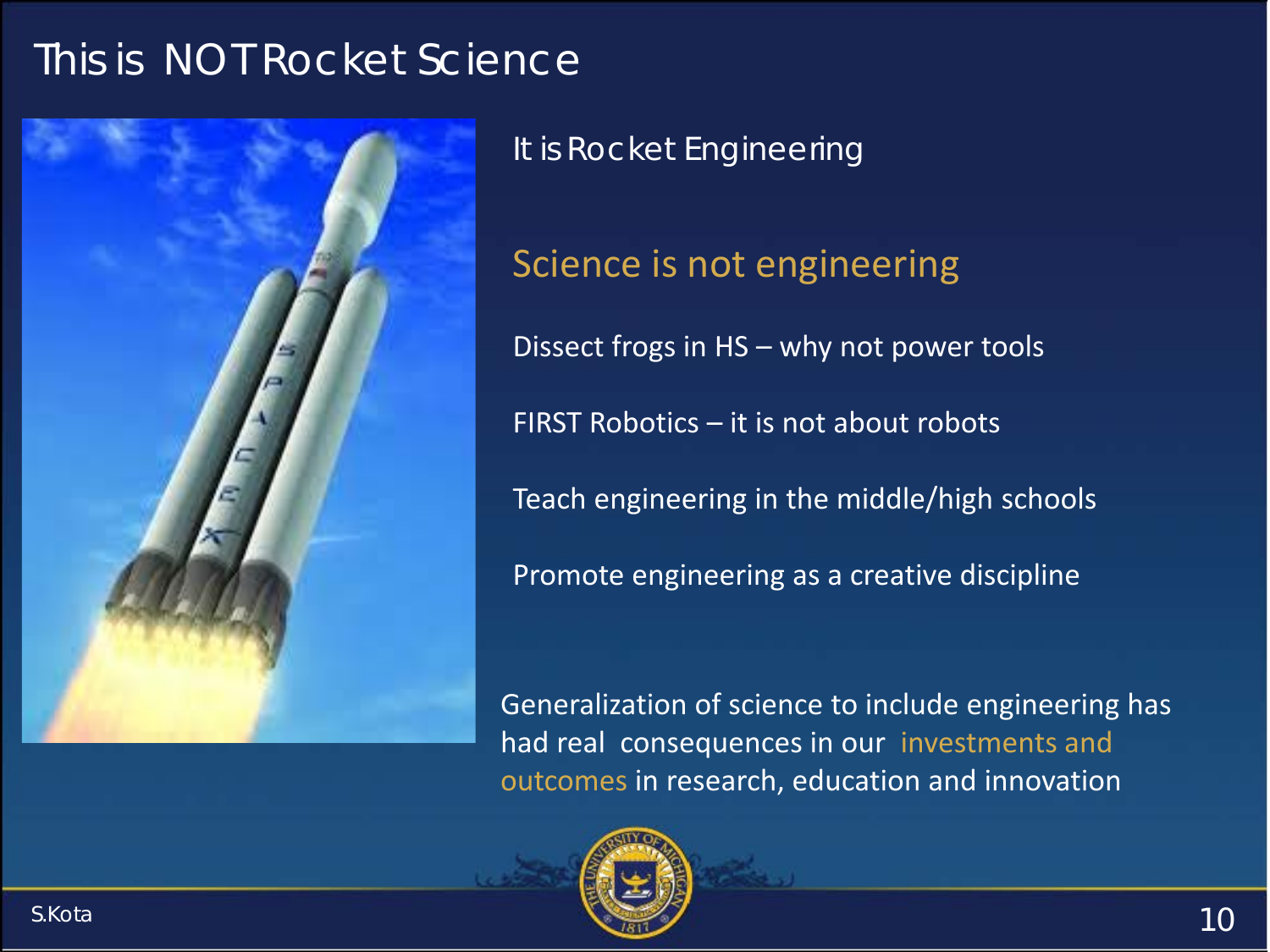# This is NOT Rocket Science

It is Rocket Engineering

## Science is not engineering

Dissect frogs in HS – why not power tools

FIRST Robotics – it is not about robots

Teach engineering in the middle/high schools

Promote engineering as a creative discipline

Generalization of science to include engineering has had real consequences in our investments and outcomes in research, education and innovation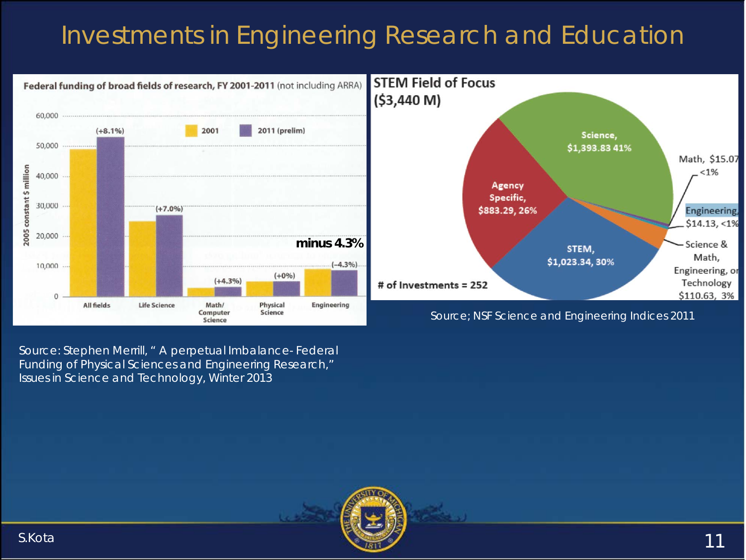# Investments in Engineering Research and Education

**Federal funding of broad fields of research, FY 2001-2011** (not including ARRA)

| Field | Change 2001 to 2011 (prelim) |
| --- | --- |
| All fields | (+8.1%) |
| Life Science | (+7.0%) |
| Math/Computer Science | (+4.3%) |
| Physical Science | (+0%) |
| Engineering | (−4.3%) |

Y-axis: 2005 constant $ million (0 to 60,000). Legend: 2001, 2011 (prelim)

**minus 4.3%**

Source: Stephen Merrill, " A perpetual Imbalance- Federal Funding of Physical Sciences and Engineering Research," Issues in Science and Technology, Winter 2013

**STEM Field of Focus ($3,440 M)**

| Field | Amount | Share |
| --- | --- | --- |
| Science | $1,393.83 | 41% |
| STEM | $1,023.34 | 30% |
| Agency Specific | $883.29 | 26% |
| Science & Math, Engineering, or Technology | $110.63 | 3% |
| Math | $15.07 | <1% |
| Engineering | $14.13 | <1% |

# of Investments = 252

Source; NSF Science and Engineering Indices 2011

S.Kota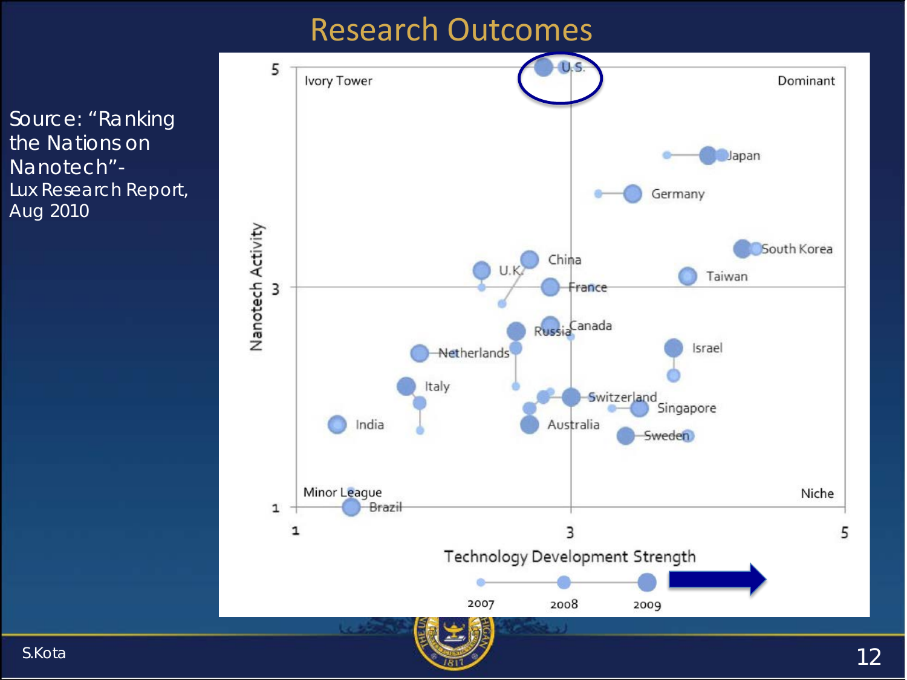# Research Outcomes

Source: "Ranking the Nations on Nanotech"- Lux Research Report, Aug 2010

Ivory Tower

Dominant

Minor League

Niche

U.S.

Japan

Germany

South Korea

China

U.K.

Taiwan

France

Russia

Canada

Netherlands

Israel

Italy

Switzerland

Singapore

India

Australia

Sweden

Brazil

Nanotech Activity

Technology Development Strength

2007 2008 2009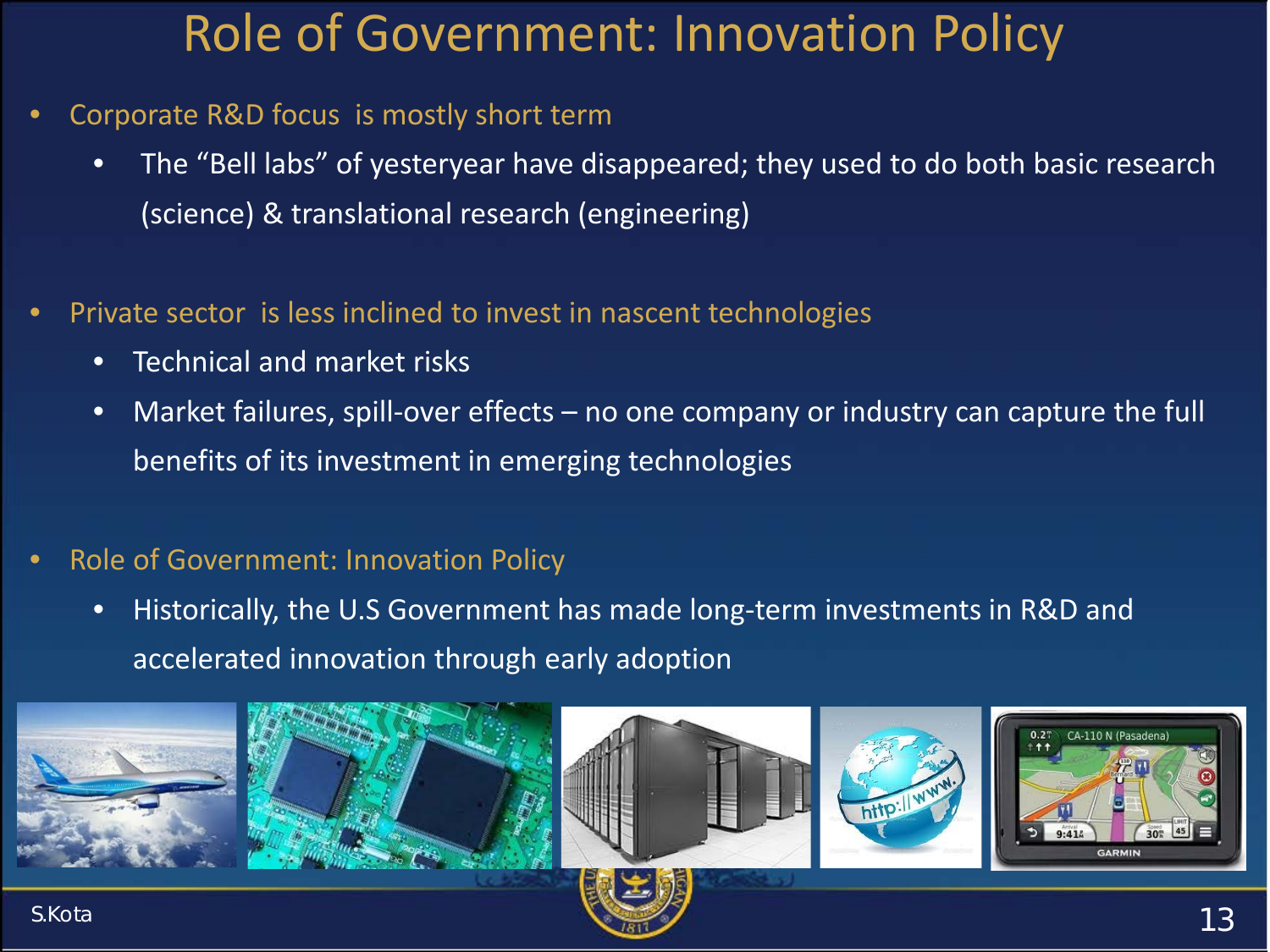# Role of Government: Innovation Policy

- Corporate R&D focus is mostly short term
  - The "Bell labs" of yesteryear have disappeared; they used to do both basic research (science) & translational research (engineering)
- Private sector is less inclined to invest in nascent technologies
  - Technical and market risks
  - Market failures, spill-over effects – no one company or industry can capture the full benefits of its investment in emerging technologies
- Role of Government: Innovation Policy
  - Historically, the U.S Government has made long-term investments in R&D and accelerated innovation through early adoption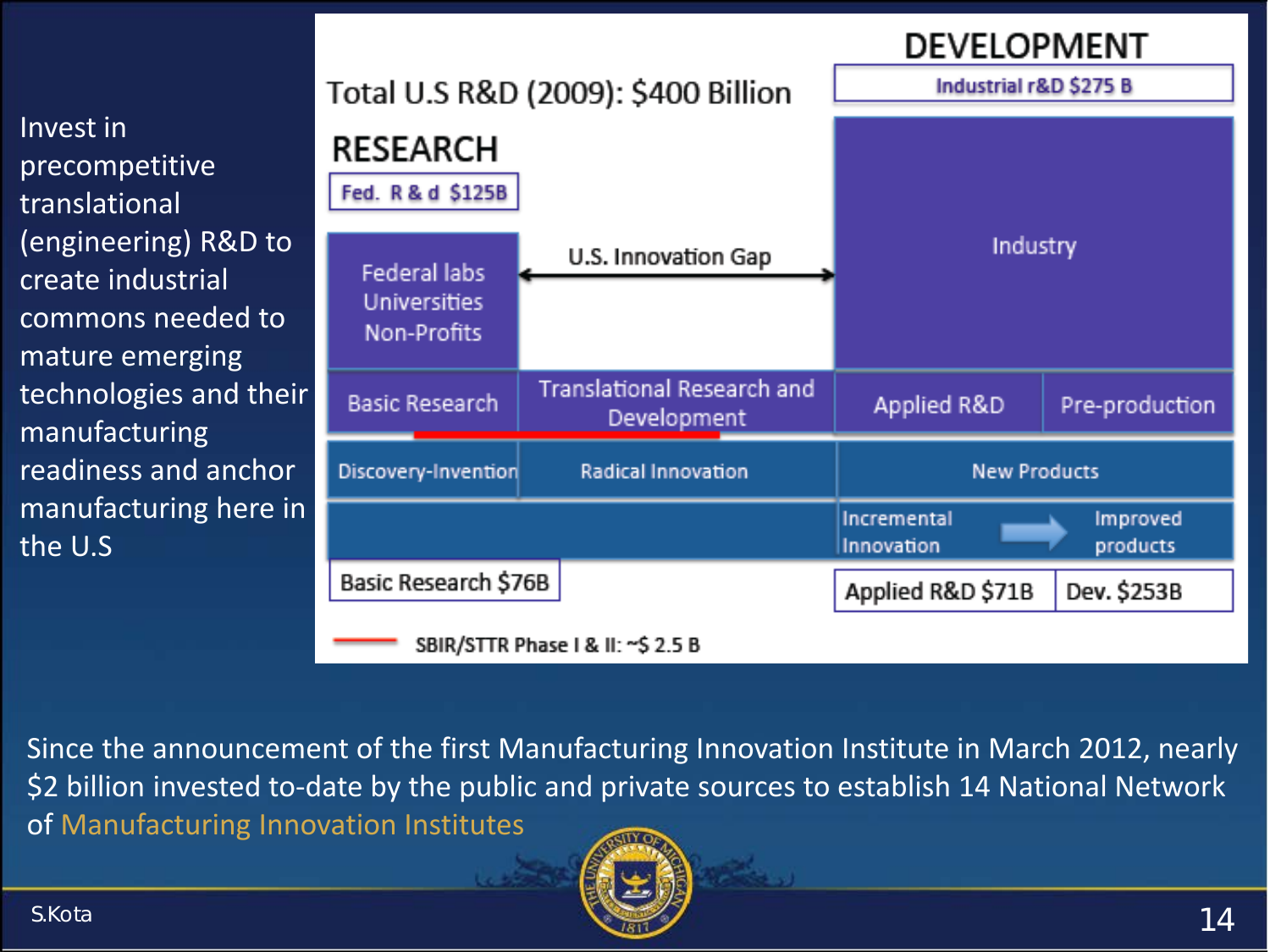Invest in precompetitive translational (engineering) R&D to create industrial commons needed to mature emerging technologies and their manufacturing readiness and anchor manufacturing here in the U.S

Total U.S R&D (2009): $400 Billion

**RESEARCH**

Fed. R & d $125B

**DEVELOPMENT**

Industrial r&D $275 B

| Federal labs Universities Non-Profits | U.S. Innovation Gap | Industry | |
|---|---|---|---|
| Basic Research | Translational Research and Development | Applied R&D | Pre-production |
| Discovery-Invention | Radical Innovation | New Products | |
| | | Incremental Innovation → Improved products | |
| Basic Research $76B | | Applied R&D $71B | Dev. $253B |

SBIR/STTR Phase I & II: ~$ 2.5 B

Since the announcement of the first Manufacturing Innovation Institute in March 2012, nearly $2 billion invested to-date by the public and private sources to establish 14 National Network of Manufacturing Innovation Institutes

S.Kota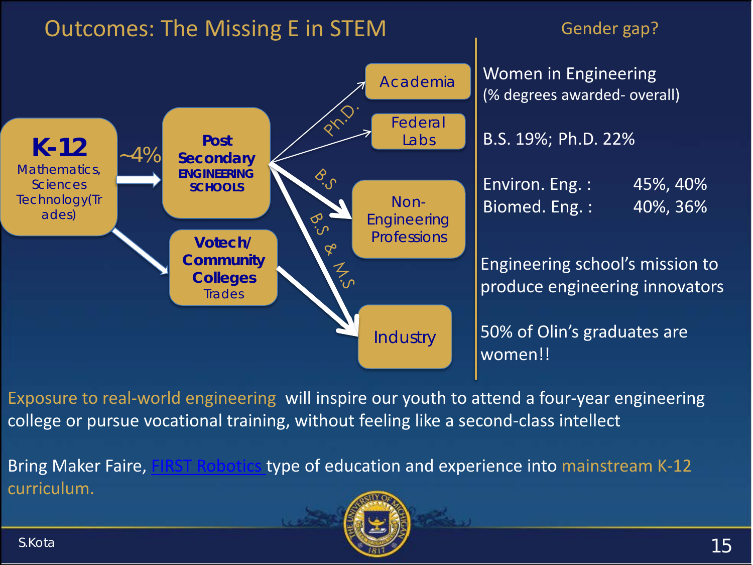# Outcomes: The Missing E in STEM

**K-12**
Mathematics, Sciences Technology(Trades)

~4%

**Post Secondary ENGINEERING SCHOOLS**

**Votech/ Community Colleges**
Trades

Ph.D.

Academia

Federal Labs

B.S

Non-Engineering Professions

B.S & M.S

Industry

## Gender gap?

Women in Engineering
(% degrees awarded- overall)

B.S. 19%; Ph.D. 22%

| | |
|---|---|
| Environ. Eng. : | 45%, 40% |
| Biomed. Eng. : | 40%, 36% |

Engineering school's mission to produce engineering innovators

50% of Olin's graduates are women!!

Exposure to real-world engineering will inspire our youth to attend a four-year engineering college or pursue vocational training, without feeling like a second-class intellect

Bring Maker Faire, FIRST Robotics type of education and experience into mainstream K-12 curriculum.

S.Kota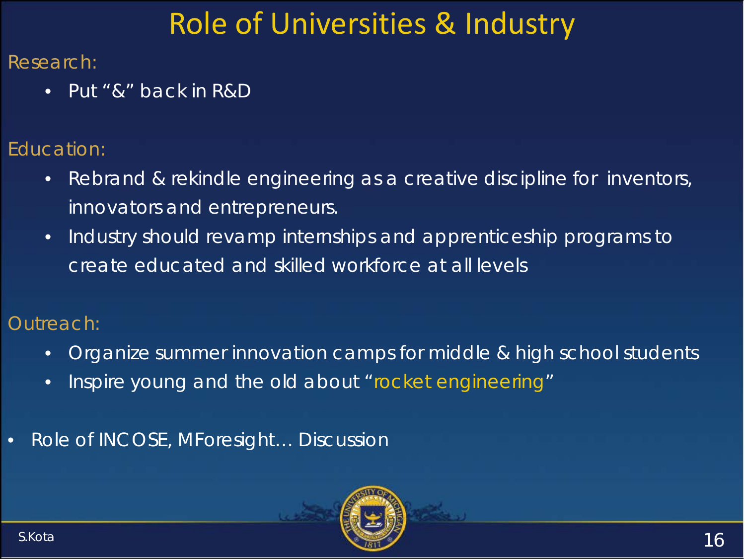# Role of Universities & Industry

Research:

- Put "&" back in R&D

Education:

- Rebrand & rekindle engineering as a creative discipline for inventors, innovators and entrepreneurs.
- Industry should revamp internships and apprenticeship programs to create educated and skilled workforce at all levels

Outreach:

- Organize summer innovation camps for middle & high school students
- Inspire young and the old about "rocket engineering"

- Role of INCOSE, MForesight… Discussion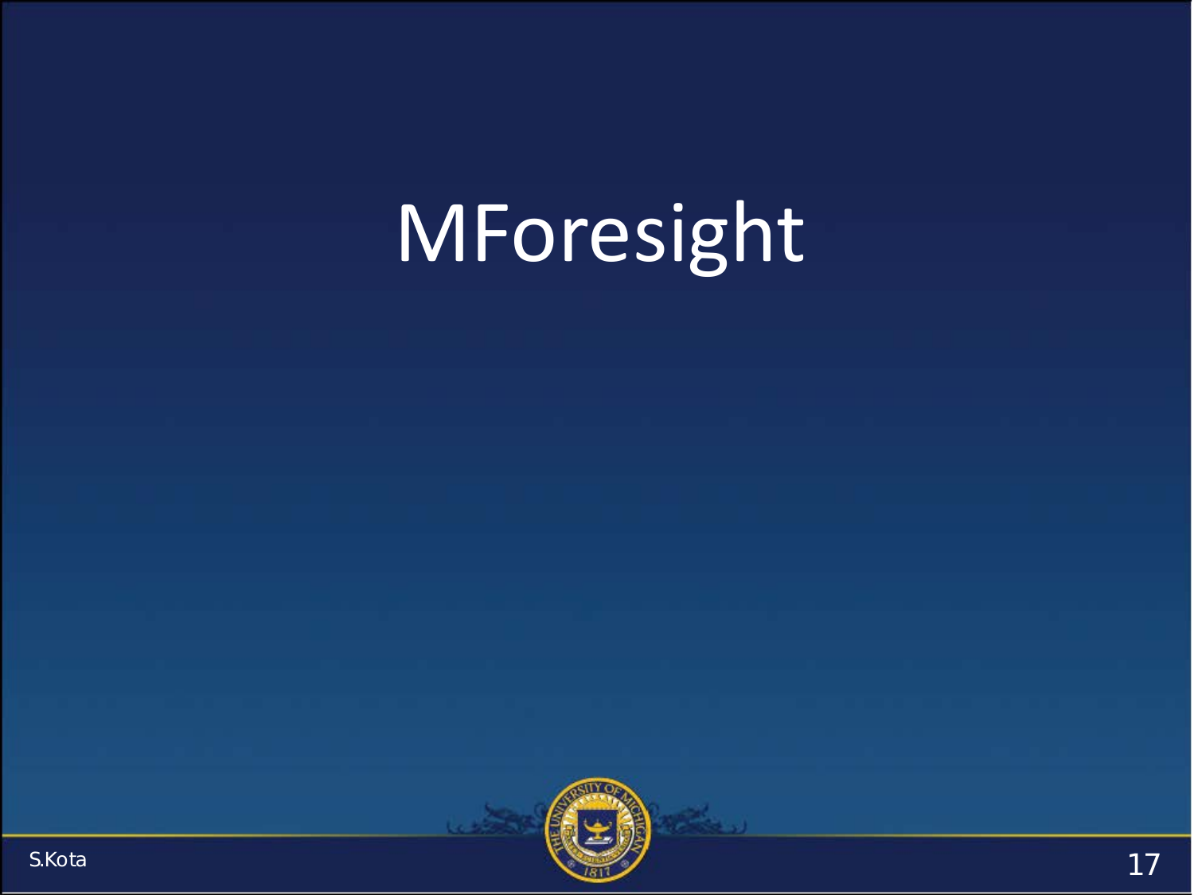# MForesight